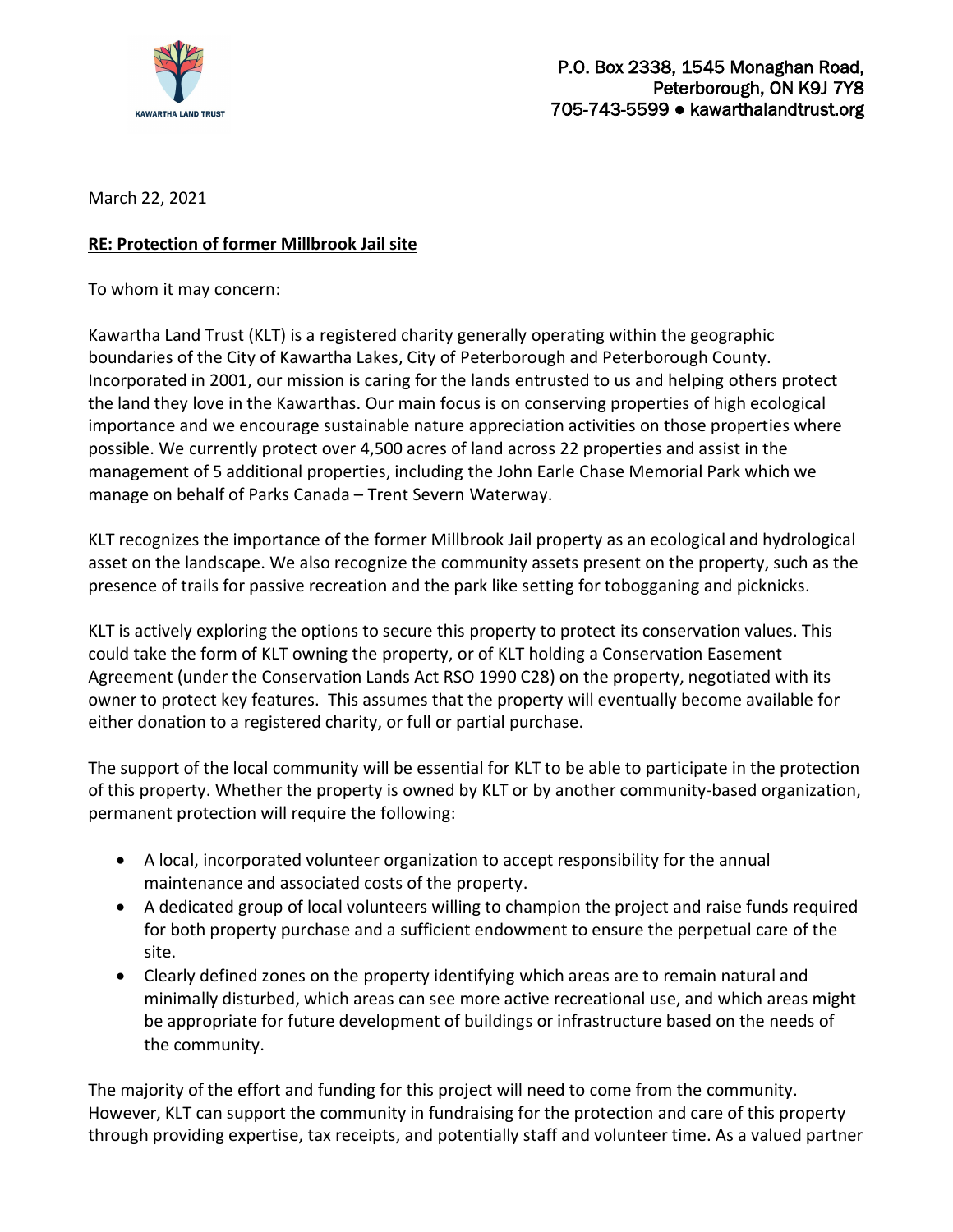KAWARTHA LAND TRUST

P.O. Box 2338, 1545 Monaghan Road,
Peterborough, ON K9J 7Y8
705-743-5599 ● kawarthalandtrust.org

March 22, 2021

**RE: Protection of former Millbrook Jail site**

To whom it may concern:

Kawartha Land Trust (KLT) is a registered charity generally operating within the geographic boundaries of the City of Kawartha Lakes, City of Peterborough and Peterborough County. Incorporated in 2001, our mission is caring for the lands entrusted to us and helping others protect the land they love in the Kawarthas. Our main focus is on conserving properties of high ecological importance and we encourage sustainable nature appreciation activities on those properties where possible. We currently protect over 4,500 acres of land across 22 properties and assist in the management of 5 additional properties, including the John Earle Chase Memorial Park which we manage on behalf of Parks Canada – Trent Severn Waterway.

KLT recognizes the importance of the former Millbrook Jail property as an ecological and hydrological asset on the landscape. We also recognize the community assets present on the property, such as the presence of trails for passive recreation and the park like setting for tobogganing and picknicks.

KLT is actively exploring the options to secure this property to protect its conservation values. This could take the form of KLT owning the property, or of KLT holding a Conservation Easement Agreement (under the Conservation Lands Act RSO 1990 C28) on the property, negotiated with its owner to protect key features. This assumes that the property will eventually become available for either donation to a registered charity, or full or partial purchase.

The support of the local community will be essential for KLT to be able to participate in the protection of this property. Whether the property is owned by KLT or by another community-based organization, permanent protection will require the following:

- A local, incorporated volunteer organization to accept responsibility for the annual maintenance and associated costs of the property.
- A dedicated group of local volunteers willing to champion the project and raise funds required for both property purchase and a sufficient endowment to ensure the perpetual care of the site.
- Clearly defined zones on the property identifying which areas are to remain natural and minimally disturbed, which areas can see more active recreational use, and which areas might be appropriate for future development of buildings or infrastructure based on the needs of the community.

The majority of the effort and funding for this project will need to come from the community. However, KLT can support the community in fundraising for the protection and care of this property through providing expertise, tax receipts, and potentially staff and volunteer time. As a valued partner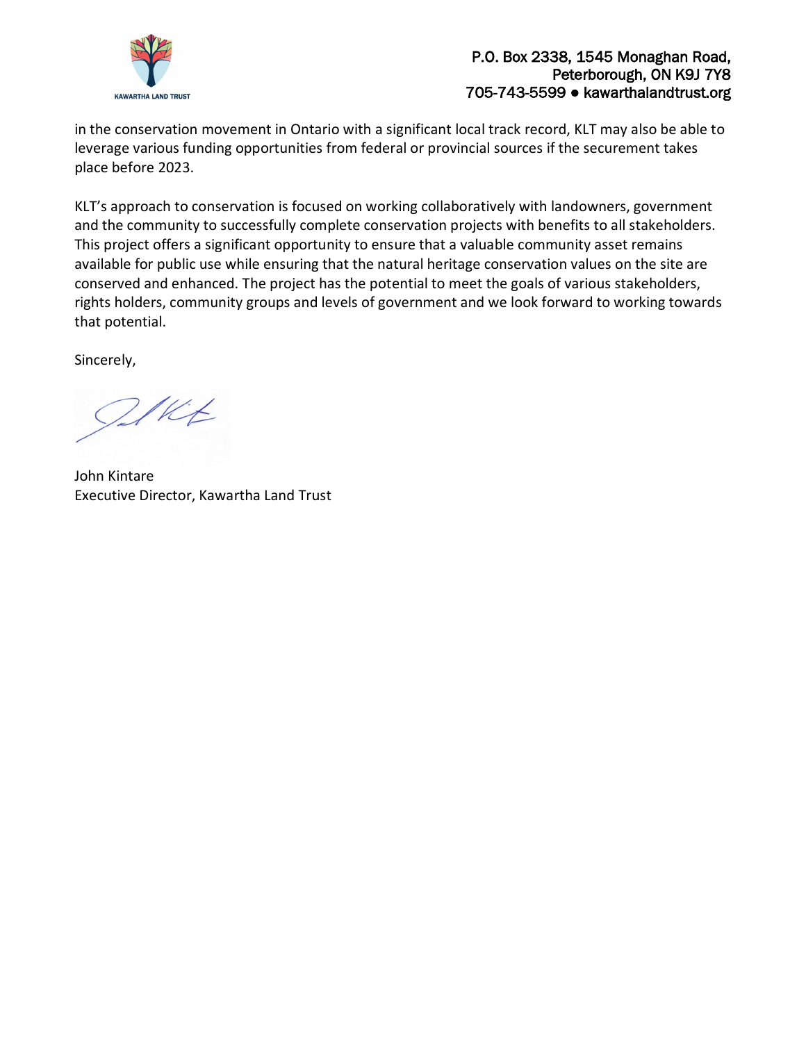in the conservation movement in Ontario with a significant local track record, KLT may also be able to leverage various funding opportunities from federal or provincial sources if the securement takes place before 2023.

KLT's approach to conservation is focused on working collaboratively with landowners, government and the community to successfully complete conservation projects with benefits to all stakeholders. This project offers a significant opportunity to ensure that a valuable community asset remains available for public use while ensuring that the natural heritage conservation values on the site are conserved and enhanced. The project has the potential to meet the goals of various stakeholders, rights holders, community groups and levels of government and we look forward to working towards that potential.

Sincerely,

John Kintare
Executive Director, Kawartha Land Trust